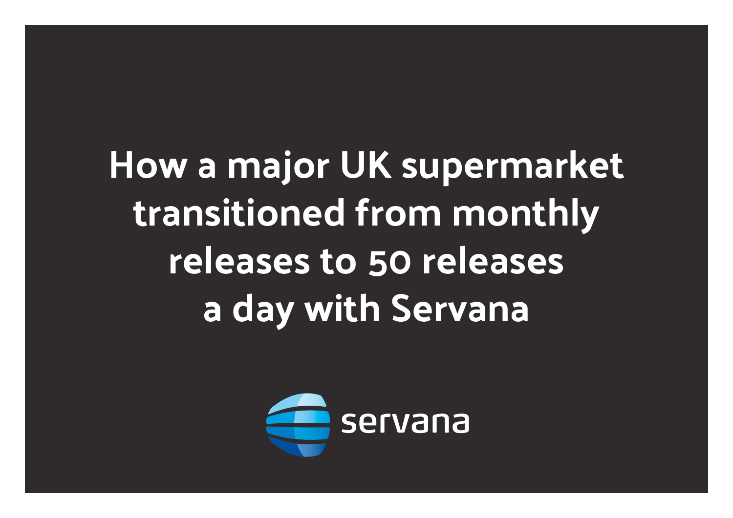# How a major UK supermarket transitioned from monthly releases to 50 releases a day with Servana

servana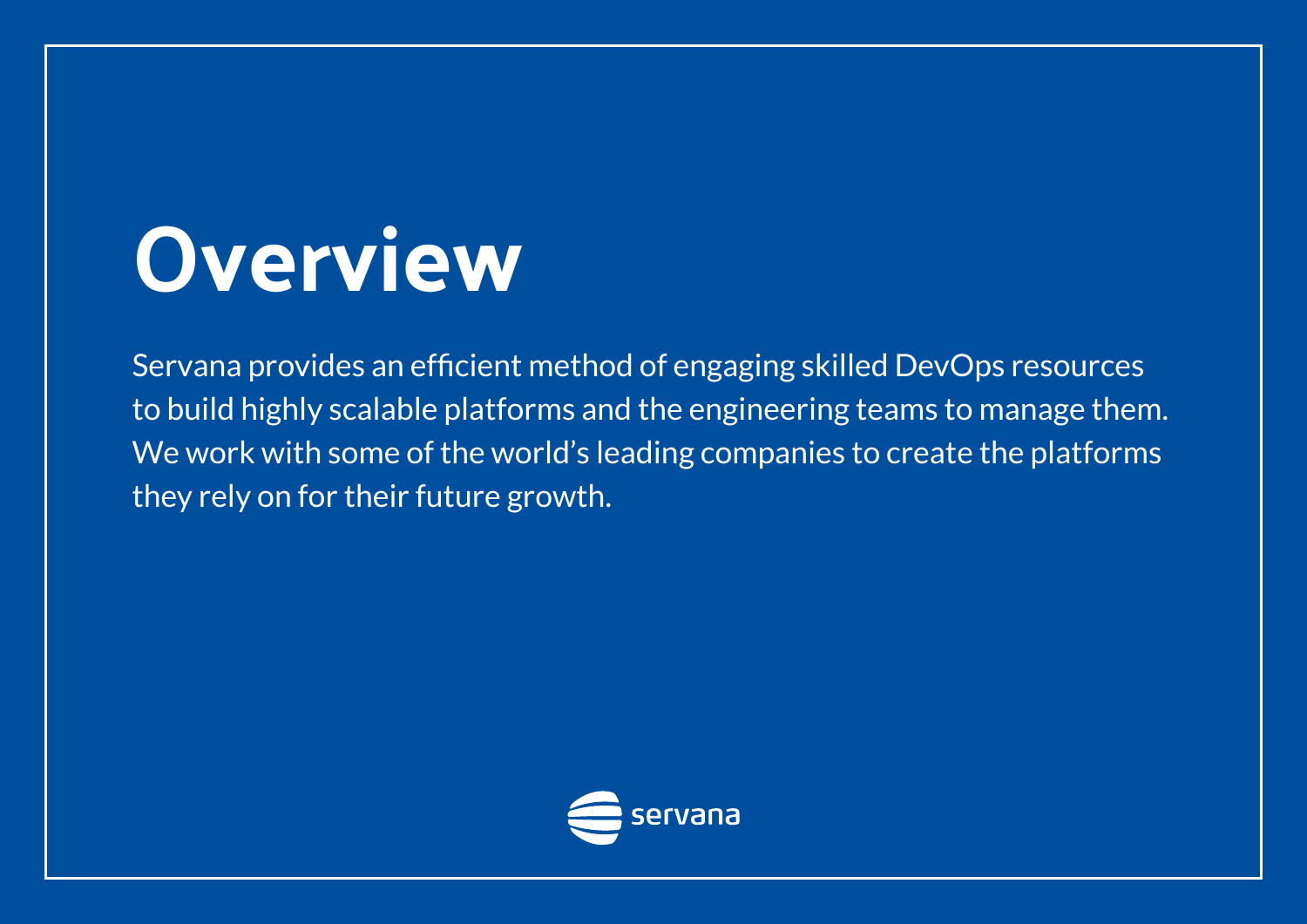# Overview

Servana provides an efficient method of engaging skilled DevOps resources to build highly scalable platforms and the engineering teams to manage them. We work with some of the world's leading companies to create the platforms they rely on for their future growth.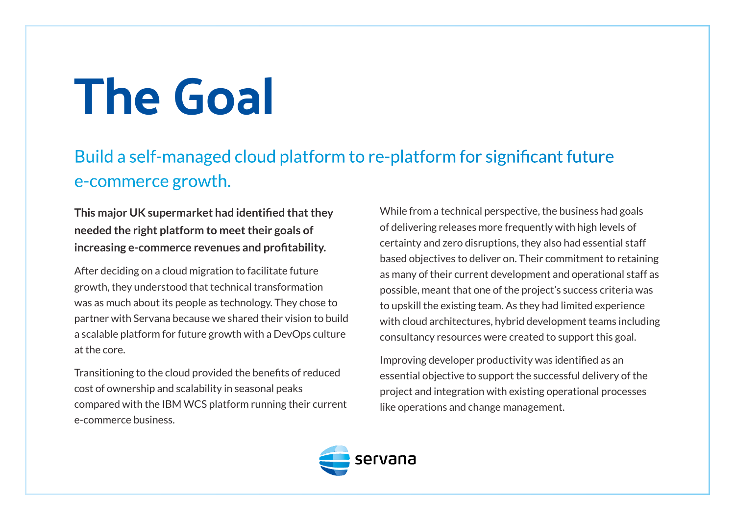# The Goal

## Build a self-managed cloud platform to re-platform for significant future e-commerce growth.

**This major UK supermarket had identified that they needed the right platform to meet their goals of increasing e-commerce revenues and profitability.**

After deciding on a cloud migration to facilitate future growth, they understood that technical transformation was as much about its people as technology. They chose to partner with Servana because we shared their vision to build a scalable platform for future growth with a DevOps culture at the core.

Transitioning to the cloud provided the benefits of reduced cost of ownership and scalability in seasonal peaks compared with the IBM WCS platform running their current e-commerce business.

While from a technical perspective, the business had goals of delivering releases more frequently with high levels of certainty and zero disruptions, they also had essential staff based objectives to deliver on. Their commitment to retaining as many of their current development and operational staff as possible, meant that one of the project's success criteria was to upskill the existing team. As they had limited experience with cloud architectures, hybrid development teams including consultancy resources were created to support this goal.

Improving developer productivity was identified as an essential objective to support the successful delivery of the project and integration with existing operational processes like operations and change management.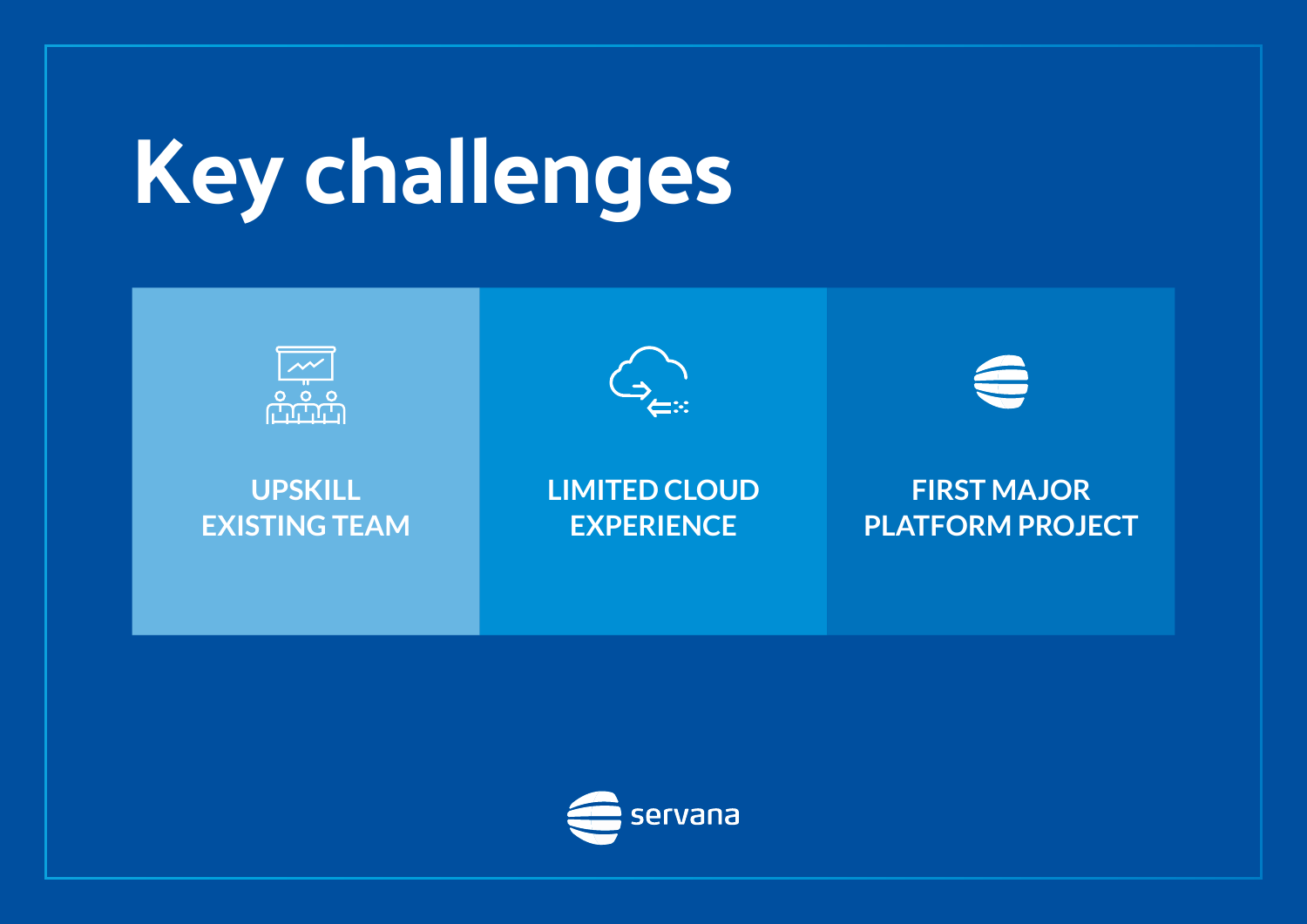# Key challenges

UPSKILL EXISTING TEAM

LIMITED CLOUD EXPERIENCE

FIRST MAJOR PLATFORM PROJECT

servana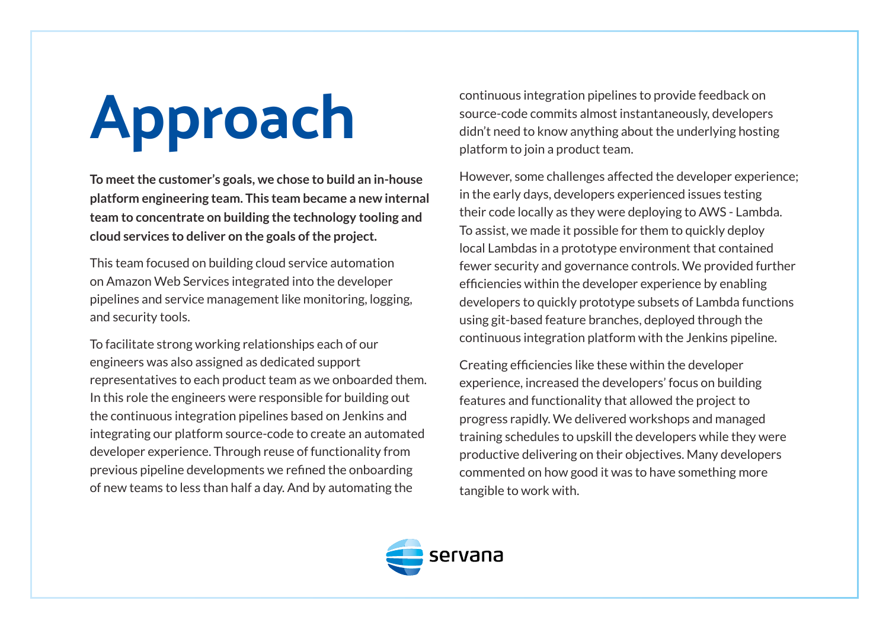# Approach

**To meet the customer's goals, we chose to build an in-house platform engineering team. This team became a new internal team to concentrate on building the technology tooling and cloud services to deliver on the goals of the project.**

This team focused on building cloud service automation on Amazon Web Services integrated into the developer pipelines and service management like monitoring, logging, and security tools.

To facilitate strong working relationships each of our engineers was also assigned as dedicated support representatives to each product team as we onboarded them. In this role the engineers were responsible for building out the continuous integration pipelines based on Jenkins and integrating our platform source-code to create an automated developer experience. Through reuse of functionality from previous pipeline developments we refined the onboarding of new teams to less than half a day. And by automating the continuous integration pipelines to provide feedback on source-code commits almost instantaneously, developers didn't need to know anything about the underlying hosting platform to join a product team.

However, some challenges affected the developer experience; in the early days, developers experienced issues testing their code locally as they were deploying to AWS - Lambda. To assist, we made it possible for them to quickly deploy local Lambdas in a prototype environment that contained fewer security and governance controls. We provided further efficiencies within the developer experience by enabling developers to quickly prototype subsets of Lambda functions using git-based feature branches, deployed through the continuous integration platform with the Jenkins pipeline.

Creating efficiencies like these within the developer experience, increased the developers' focus on building features and functionality that allowed the project to progress rapidly. We delivered workshops and managed training schedules to upskill the developers while they were productive delivering on their objectives. Many developers commented on how good it was to have something more tangible to work with.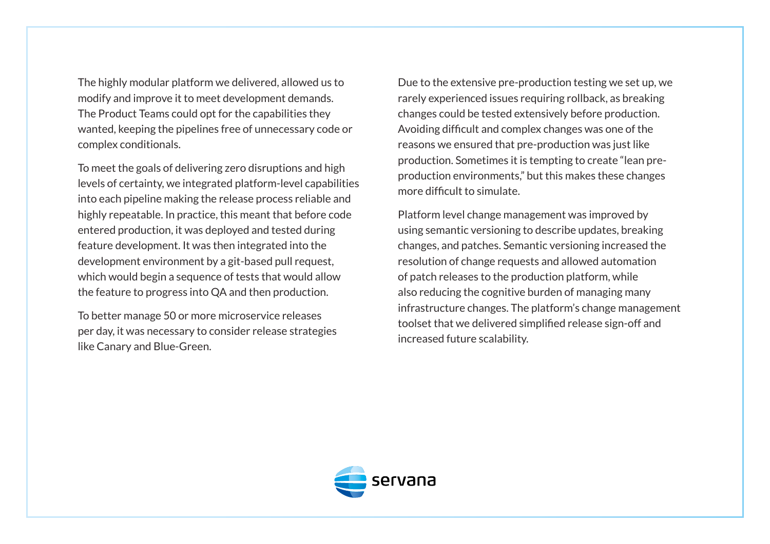The highly modular platform we delivered, allowed us to modify and improve it to meet development demands. The Product Teams could opt for the capabilities they wanted, keeping the pipelines free of unnecessary code or complex conditionals.

To meet the goals of delivering zero disruptions and high levels of certainty, we integrated platform-level capabilities into each pipeline making the release process reliable and highly repeatable. In practice, this meant that before code entered production, it was deployed and tested during feature development. It was then integrated into the development environment by a git-based pull request, which would begin a sequence of tests that would allow the feature to progress into QA and then production.

To better manage 50 or more microservice releases per day, it was necessary to consider release strategies like Canary and Blue-Green.

Due to the extensive pre-production testing we set up, we rarely experienced issues requiring rollback, as breaking changes could be tested extensively before production. Avoiding difficult and complex changes was one of the reasons we ensured that pre-production was just like production. Sometimes it is tempting to create "lean pre-production environments," but this makes these changes more difficult to simulate.

Platform level change management was improved by using semantic versioning to describe updates, breaking changes, and patches. Semantic versioning increased the resolution of change requests and allowed automation of patch releases to the production platform, while also reducing the cognitive burden of managing many infrastructure changes. The platform's change management toolset that we delivered simplified release sign-off and increased future scalability.

servana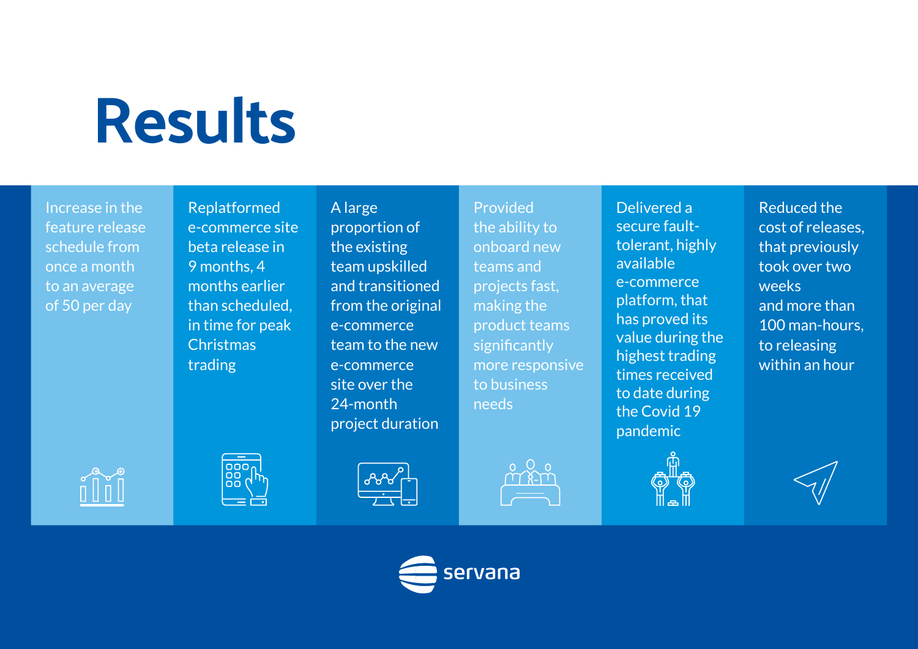# Results

- Increase in the feature release schedule from once a month to an average of 50 per day
- Replatformed e-commerce site beta release in 9 months, 4 months earlier than scheduled, in time for peak Christmas trading
- A large proportion of the existing team upskilled and transitioned from the original e-commerce team to the new e-commerce site over the 24-month project duration
- Provided the ability to onboard new teams and projects fast, making the product teams significantly more responsive to business needs
- Delivered a secure fault-tolerant, highly available e-commerce platform, that has proved its value during the highest trading times received to date during the Covid 19 pandemic
- Reduced the cost of releases, that previously took over two weeks and more than 100 man-hours, to releasing within an hour

servana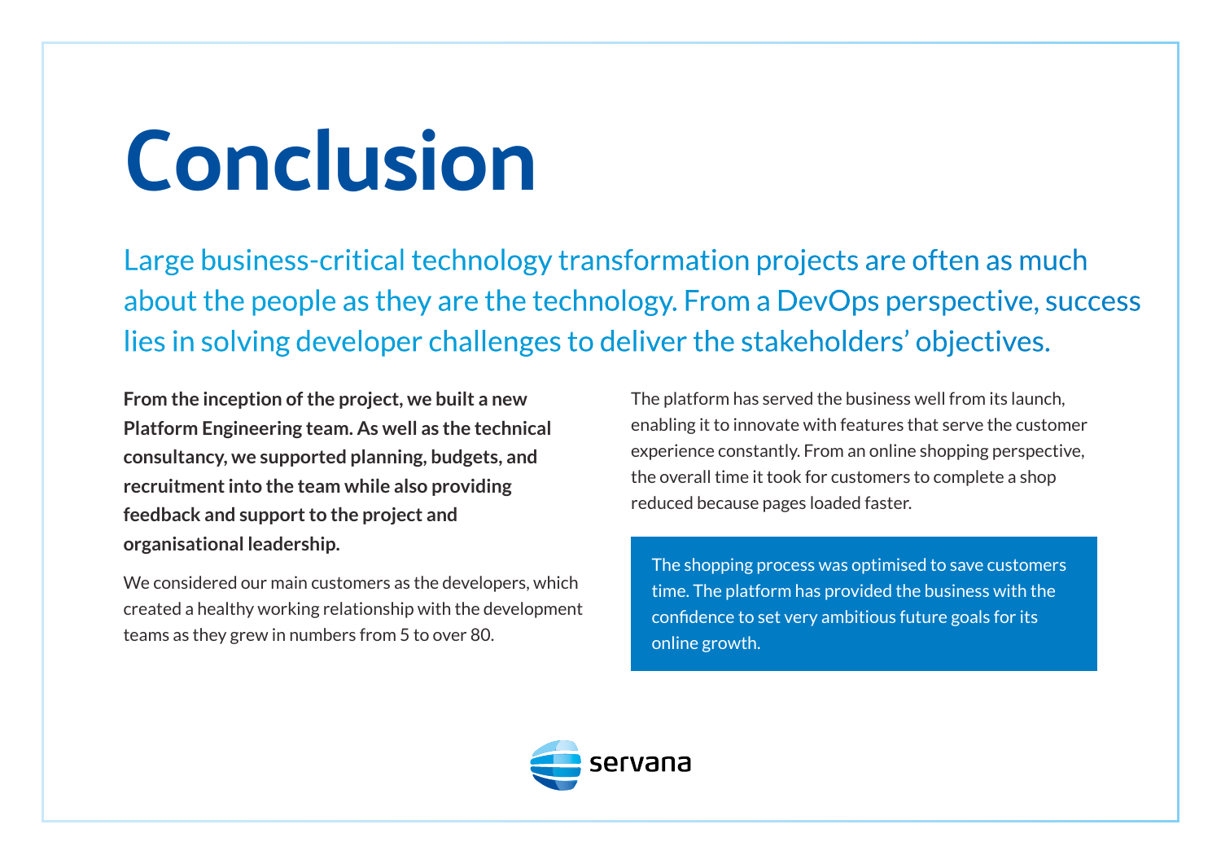# Conclusion

Large business-critical technology transformation projects are often as much about the people as they are the technology. From a DevOps perspective, success lies in solving developer challenges to deliver the stakeholders' objectives.

**From the inception of the project, we built a new Platform Engineering team. As well as the technical consultancy, we supported planning, budgets, and recruitment into the team while also providing feedback and support to the project and organisational leadership.**

We considered our main customers as the developers, which created a healthy working relationship with the development teams as they grew in numbers from 5 to over 80.

The platform has served the business well from its launch, enabling it to innovate with features that serve the customer experience constantly. From an online shopping perspective, the overall time it took for customers to complete a shop reduced because pages loaded faster.

The shopping process was optimised to save customers time. The platform has provided the business with the confidence to set very ambitious future goals for its online growth.

servana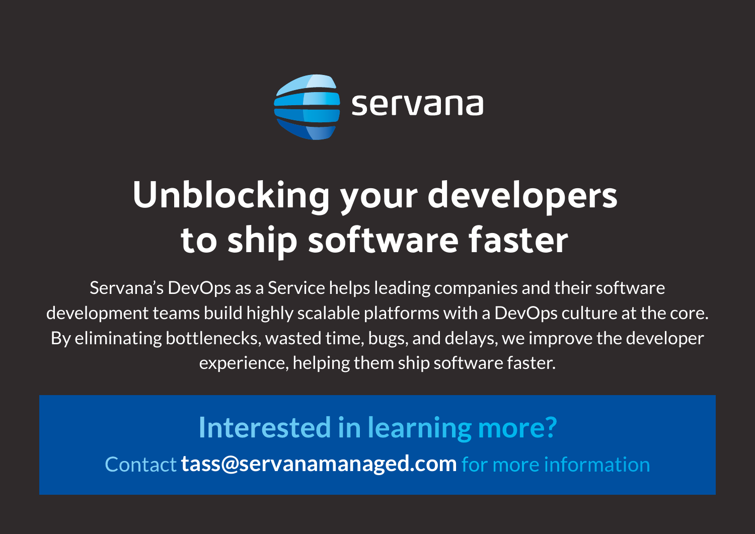servana

# Unblocking your developers to ship software faster

Servana's DevOps as a Service helps leading companies and their software development teams build highly scalable platforms with a DevOps culture at the core. By eliminating bottlenecks, wasted time, bugs, and delays, we improve the developer experience, helping them ship software faster.

## Interested in learning more?

Contact **tass@servanamanaged.com** for more information